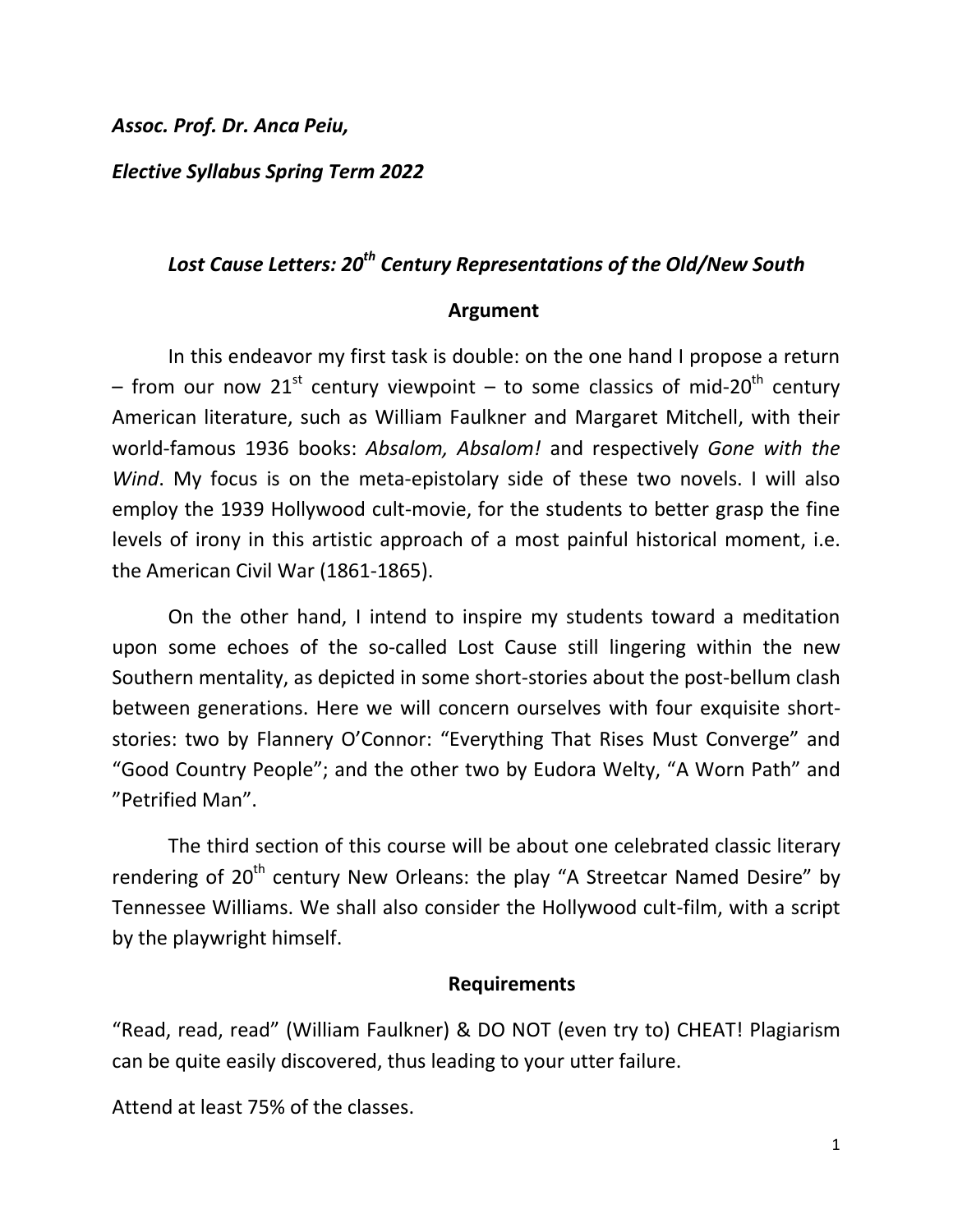*Assoc. Prof. Dr. Anca Peiu,*

*Elective Syllabus Spring Term 2022*

## *Lost Cause Letters: 20th Century Representations of the Old/New South*

### Argument

In this endeavor my first task is double: on the one hand I propose a return – from our now 21st century viewpoint – to some classics of mid-20th century American literature, such as William Faulkner and Margaret Mitchell, with their world-famous 1936 books: *Absalom, Absalom!* and respectively *Gone with the Wind*. My focus is on the meta-epistolary side of these two novels. I will also employ the 1939 Hollywood cult-movie, for the students to better grasp the fine levels of irony in this artistic approach of a most painful historical moment, i.e. the American Civil War (1861-1865).

On the other hand, I intend to inspire my students toward a meditation upon some echoes of the so-called Lost Cause still lingering within the new Southern mentality, as depicted in some short-stories about the post-bellum clash between generations. Here we will concern ourselves with four exquisite short-stories: two by Flannery O'Connor: "Everything That Rises Must Converge" and "Good Country People"; and the other two by Eudora Welty, "A Worn Path" and "Petrified Man".

The third section of this course will be about one celebrated classic literary rendering of 20th century New Orleans: the play "A Streetcar Named Desire" by Tennessee Williams. We shall also consider the Hollywood cult-film, with a script by the playwright himself.

### Requirements

"Read, read, read" (William Faulkner) & DO NOT (even try to) CHEAT! Plagiarism can be quite easily discovered, thus leading to your utter failure.

Attend at least 75% of the classes.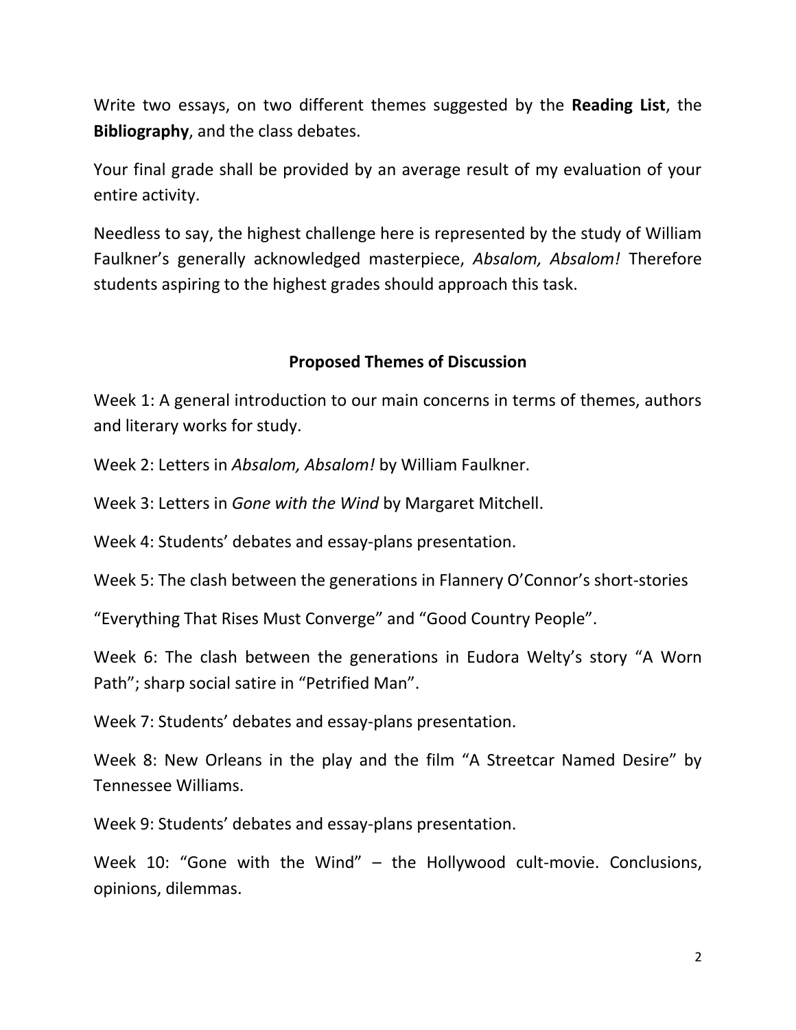Write two essays, on two different themes suggested by the **Reading List**, the **Bibliography**, and the class debates.

Your final grade shall be provided by an average result of my evaluation of your entire activity.

Needless to say, the highest challenge here is represented by the study of William Faulkner's generally acknowledged masterpiece, *Absalom, Absalom!* Therefore students aspiring to the highest grades should approach this task.

## Proposed Themes of Discussion

Week 1: A general introduction to our main concerns in terms of themes, authors and literary works for study.

Week 2: Letters in *Absalom, Absalom!* by William Faulkner.

Week 3: Letters in *Gone with the Wind* by Margaret Mitchell.

Week 4: Students' debates and essay-plans presentation.

Week 5: The clash between the generations in Flannery O'Connor's short-stories

"Everything That Rises Must Converge" and "Good Country People".

Week 6: The clash between the generations in Eudora Welty's story "A Worn Path"; sharp social satire in "Petrified Man".

Week 7: Students' debates and essay-plans presentation.

Week 8: New Orleans in the play and the film "A Streetcar Named Desire" by Tennessee Williams.

Week 9: Students' debates and essay-plans presentation.

Week 10: "Gone with the Wind" – the Hollywood cult-movie. Conclusions, opinions, dilemmas.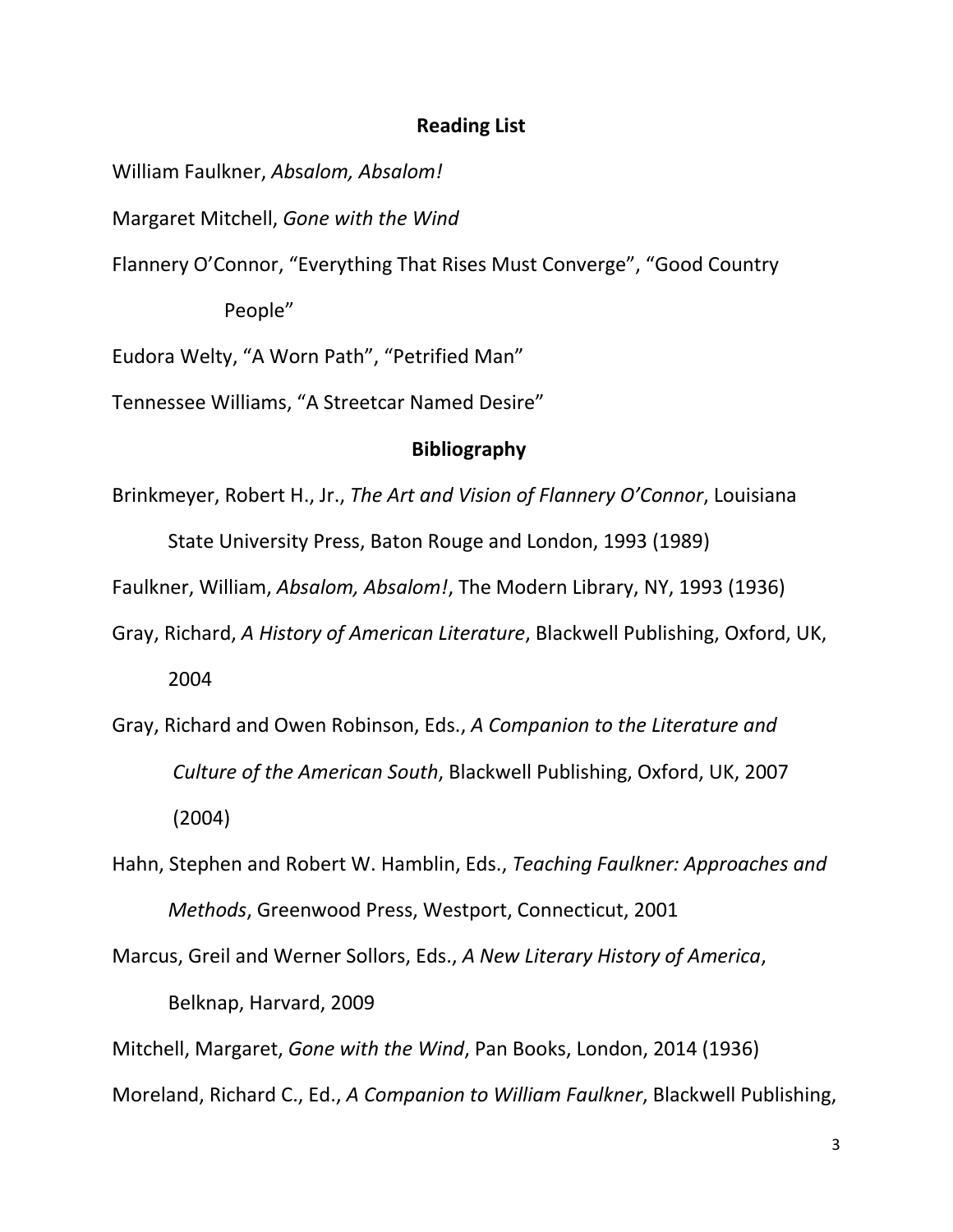**Reading List**

William Faulkner, *Absalom, Absalom!*

Margaret Mitchell, *Gone with the Wind*

Flannery O'Connor, "Everything That Rises Must Converge", "Good Country People"

Eudora Welty, "A Worn Path", "Petrified Man"

Tennessee Williams, "A Streetcar Named Desire"

**Bibliography**

Brinkmeyer, Robert H., Jr., *The Art and Vision of Flannery O'Connor*, Louisiana State University Press, Baton Rouge and London, 1993 (1989)

Faulkner, William, *Absalom, Absalom!*, The Modern Library, NY, 1993 (1936)

Gray, Richard, *A History of American Literature*, Blackwell Publishing, Oxford, UK, 2004

Gray, Richard and Owen Robinson, Eds., *A Companion to the Literature and Culture of the American South*, Blackwell Publishing, Oxford, UK, 2007 (2004)

Hahn, Stephen and Robert W. Hamblin, Eds., *Teaching Faulkner: Approaches and Methods*, Greenwood Press, Westport, Connecticut, 2001

Marcus, Greil and Werner Sollors, Eds., *A New Literary History of America*, Belknap, Harvard, 2009

Mitchell, Margaret, *Gone with the Wind*, Pan Books, London, 2014 (1936)

Moreland, Richard C., Ed., *A Companion to William Faulkner*, Blackwell Publishing,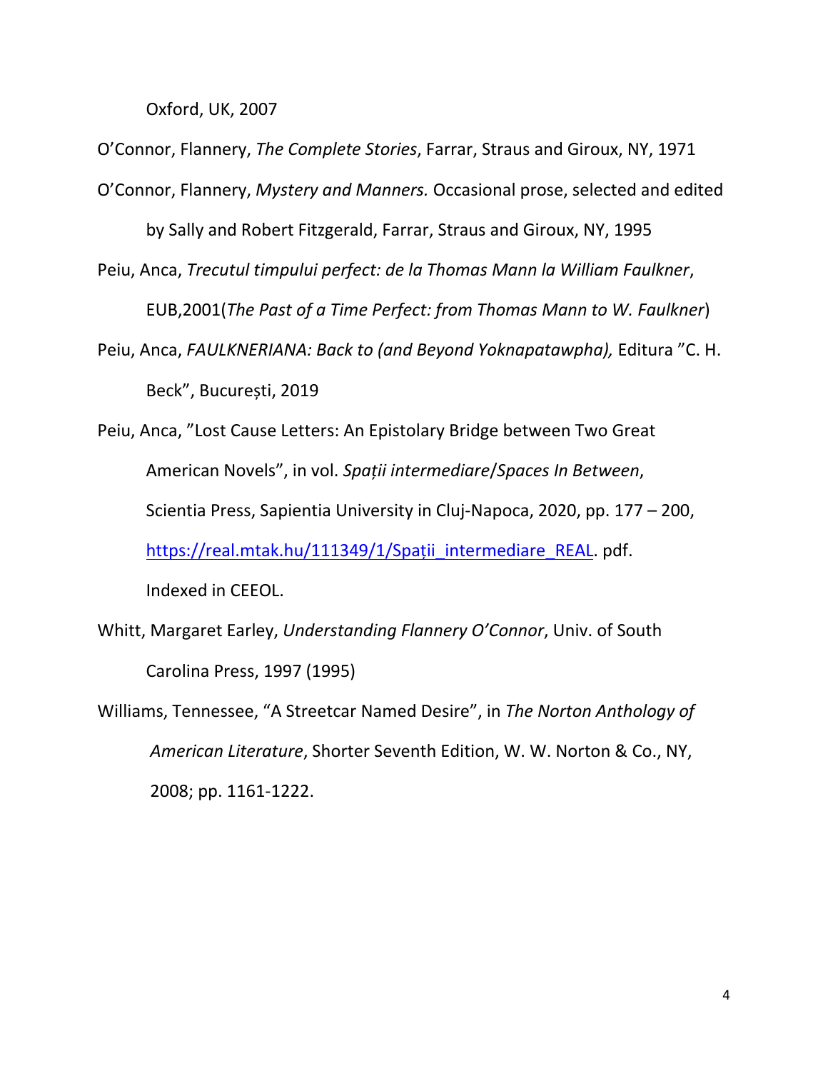Oxford, UK, 2007

O'Connor, Flannery, *The Complete Stories*, Farrar, Straus and Giroux, NY, 1971

O'Connor, Flannery, *Mystery and Manners.* Occasional prose, selected and edited by Sally and Robert Fitzgerald, Farrar, Straus and Giroux, NY, 1995

Peiu, Anca, *Trecutul timpului perfect: de la Thomas Mann la William Faulkner*, EUB,2001(*The Past of a Time Perfect: from Thomas Mann to W. Faulkner*)

Peiu, Anca, *FAULKNERIANA: Back to (and Beyond Yoknapatawpha),* Editura "C. H. Beck", București, 2019

Peiu, Anca, "Lost Cause Letters: An Epistolary Bridge between Two Great American Novels", in vol. *Spații intermediare*/*Spaces In Between*, Scientia Press, Sapientia University in Cluj-Napoca, 2020, pp. 177 – 200, https://real.mtak.hu/111349/1/Spații_intermediare_REAL. pdf. Indexed in CEEOL.

Whitt, Margaret Earley, *Understanding Flannery O'Connor*, Univ. of South Carolina Press, 1997 (1995)

Williams, Tennessee, "A Streetcar Named Desire", in *The Norton Anthology of American Literature*, Shorter Seventh Edition, W. W. Norton & Co., NY, 2008; pp. 1161-1222.